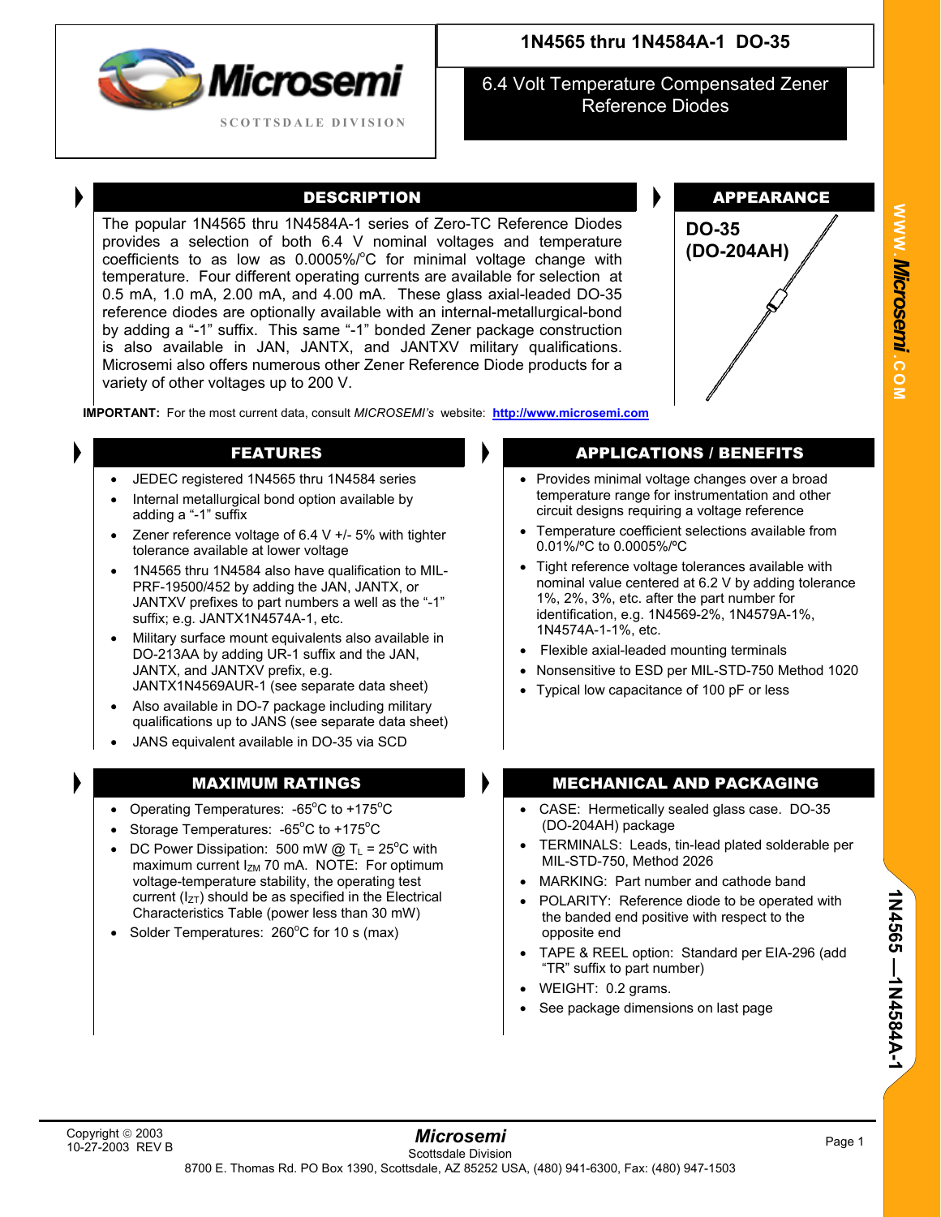# 1N4565 thru 1N4584A-1 DO-35

## 6.4 Volt Temperature Compensated Zener Reference Diodes

Microsemi

SCOTTSDALE DIVISION

## DESCRIPTION

The popular 1N4565 thru 1N4584A-1 series of Zero-TC Reference Diodes provides a selection of both 6.4 V nominal voltages and temperature coefficients to as low as 0.0005%/°C for minimal voltage change with temperature. Four different operating currents are available for selection at 0.5 mA, 1.0 mA, 2.00 mA, and 4.00 mA. These glass axial-leaded DO-35 reference diodes are optionally available with an internal-metallurgical-bond by adding a "-1" suffix. This same "-1" bonded Zener package construction is also available in JAN, JANTX, and JANTXV military qualifications. Microsemi also offers numerous other Zener Reference Diode products for a variety of other voltages up to 200 V.

## APPEARANCE

**DO-35 (DO-204AH)**

**IMPORTANT:** For the most current data, consult *MICROSEMI's* website: **http://www.microsemi.com**

## FEATURES

- JEDEC registered 1N4565 thru 1N4584 series
- Internal metallurgical bond option available by adding a "-1" suffix
- Zener reference voltage of 6.4 V +/- 5% with tighter tolerance available at lower voltage
- 1N4565 thru 1N4584 also have qualification to MIL-PRF-19500/452 by adding the JAN, JANTX, or JANTXV prefixes to part numbers a well as the "-1" suffix; e.g. JANTX1N4574A-1, etc.
- Military surface mount equivalents also available in DO-213AA by adding UR-1 suffix and the JAN, JANTX, and JANTXV prefix, e.g. JANTX1N4569AUR-1 (see separate data sheet)
- Also available in DO-7 package including military qualifications up to JANS (see separate data sheet)
- JANS equivalent available in DO-35 via SCD

## APPLICATIONS / BENEFITS

- Provides minimal voltage changes over a broad temperature range for instrumentation and other circuit designs requiring a voltage reference
- Temperature coefficient selections available from 0.01%/°C to 0.0005%/°C
- Tight reference voltage tolerances available with nominal value centered at 6.2 V by adding tolerance 1%, 2%, 3%, etc. after the part number for identification, e.g. 1N4569-2%, 1N4579A-1%, 1N4574A-1-1%, etc.
- Flexible axial-leaded mounting terminals
- Nonsensitive to ESD per MIL-STD-750 Method 1020
- Typical low capacitance of 100 pF or less

## MAXIMUM RATINGS

- Operating Temperatures: -65°C to +175°C
- Storage Temperatures: -65°C to +175°C
- DC Power Dissipation: 500 mW @ $T_L$ = 25°C with maximum current $I_{ZM}$ 70 mA. NOTE: For optimum voltage-temperature stability, the operating test current ($I_{ZT}$) should be as specified in the Electrical Characteristics Table (power less than 30 mW)
- Solder Temperatures: 260°C for 10 s (max)

## MECHANICAL AND PACKAGING

- CASE: Hermetically sealed glass case. DO-35 (DO-204AH) package
- TERMINALS: Leads, tin-lead plated solderable per MIL-STD-750, Method 2026
- MARKING: Part number and cathode band
- POLARITY: Reference diode to be operated with the banded end positive with respect to the opposite end
- TAPE & REEL option: Standard per EIA-296 (add "TR" suffix to part number)
- WEIGHT: 0.2 grams.
- See package dimensions on last page

Copyright © 2003
10-27-2003 REV B

*Microsemi*
Scottsdale Division
8700 E. Thomas Rd. PO Box 1390, Scottsdale, AZ 85252 USA, (480) 941-6300, Fax: (480) 947-1503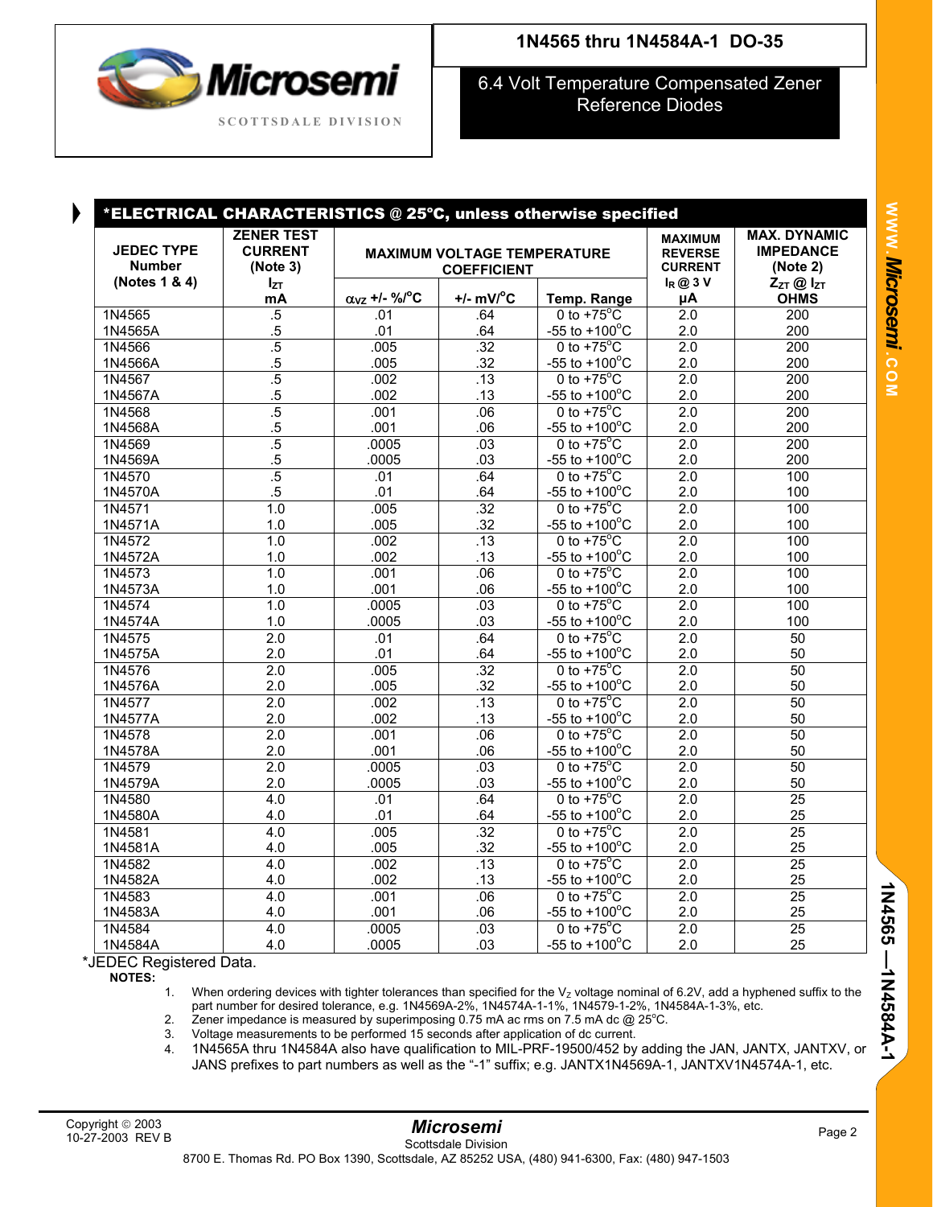# 1N4565 thru 1N4584A-1 DO-35

## 6.4 Volt Temperature Compensated Zener Reference Diodes

### *ELECTRICAL CHARACTERISTICS @ 25°C, unless otherwise specified

| JEDEC TYPE Number (Notes 1 & 4) | ZENER TEST CURRENT (Note 3) $I_{ZT}$ mA | MAXIMUM VOLTAGE TEMPERATURE COEFFICIENT | | | MAXIMUM REVERSE CURRENT $I_R$ @ 3 V µA | MAX. DYNAMIC IMPEDANCE (Note 2) $Z_{ZT}$ @ $I_{ZT}$ OHMS |
|---|---|---|---|---|---|---|
| | | $\alpha_{VZ}$ +/- %/°C | +/- mV/°C | Temp. Range | | |
| 1N4565 | .5 | .01 | .64 | 0 to +75°C | 2.0 | 200 |
| 1N4565A | .5 | .01 | .64 | -55 to +100°C | 2.0 | 200 |
| 1N4566 | .5 | .005 | .32 | 0 to +75°C | 2.0 | 200 |
| 1N4566A | .5 | .005 | .32 | -55 to +100°C | 2.0 | 200 |
| 1N4567 | .5 | .002 | .13 | 0 to +75°C | 2.0 | 200 |
| 1N4567A | .5 | .002 | .13 | -55 to +100°C | 2.0 | 200 |
| 1N4568 | .5 | .001 | .06 | 0 to +75°C | 2.0 | 200 |
| 1N4568A | .5 | .001 | .06 | -55 to +100°C | 2.0 | 200 |
| 1N4569 | .5 | .0005 | .03 | 0 to +75°C | 2.0 | 200 |
| 1N4569A | .5 | .0005 | .03 | -55 to +100°C | 2.0 | 200 |
| 1N4570 | .5 | .01 | .64 | 0 to +75°C | 2.0 | 100 |
| 1N4570A | .5 | .01 | .64 | -55 to +100°C | 2.0 | 100 |
| 1N4571 | 1.0 | .005 | .32 | 0 to +75°C | 2.0 | 100 |
| 1N4571A | 1.0 | .005 | .32 | -55 to +100°C | 2.0 | 100 |
| 1N4572 | 1.0 | .002 | .13 | 0 to +75°C | 2.0 | 100 |
| 1N4572A | 1.0 | .002 | .13 | -55 to +100°C | 2.0 | 100 |
| 1N4573 | 1.0 | .001 | .06 | 0 to +75°C | 2.0 | 100 |
| 1N4573A | 1.0 | .001 | .06 | -55 to +100°C | 2.0 | 100 |
| 1N4574 | 1.0 | .0005 | .03 | 0 to +75°C | 2.0 | 100 |
| 1N4574A | 1.0 | .0005 | .03 | -55 to +100°C | 2.0 | 100 |
| 1N4575 | 2.0 | .01 | .64 | 0 to +75°C | 2.0 | 50 |
| 1N4575A | 2.0 | .01 | .64 | -55 to +100°C | 2.0 | 50 |
| 1N4576 | 2.0 | .005 | .32 | 0 to +75°C | 2.0 | 50 |
| 1N4576A | 2.0 | .005 | .32 | -55 to +100°C | 2.0 | 50 |
| 1N4577 | 2.0 | .002 | .13 | 0 to +75°C | 2.0 | 50 |
| 1N4577A | 2.0 | .002 | .13 | -55 to +100°C | 2.0 | 50 |
| 1N4578 | 2.0 | .001 | .06 | 0 to +75°C | 2.0 | 50 |
| 1N4578A | 2.0 | .001 | .06 | -55 to +100°C | 2.0 | 50 |
| 1N4579 | 2.0 | .0005 | .03 | 0 to +75°C | 2.0 | 50 |
| 1N4579A | 2.0 | .0005 | .03 | -55 to +100°C | 2.0 | 50 |
| 1N4580 | 4.0 | .01 | .64 | 0 to +75°C | 2.0 | 25 |
| 1N4580A | 4.0 | .01 | .64 | -55 to +100°C | 2.0 | 25 |
| 1N4581 | 4.0 | .005 | .32 | 0 to +75°C | 2.0 | 25 |
| 1N4581A | 4.0 | .005 | .32 | -55 to +100°C | 2.0 | 25 |
| 1N4582 | 4.0 | .002 | .13 | 0 to +75°C | 2.0 | 25 |
| 1N4582A | 4.0 | .002 | .13 | -55 to +100°C | 2.0 | 25 |
| 1N4583 | 4.0 | .001 | .06 | 0 to +75°C | 2.0 | 25 |
| 1N4583A | 4.0 | .001 | .06 | -55 to +100°C | 2.0 | 25 |
| 1N4584 | 4.0 | .0005 | .03 | 0 to +75°C | 2.0 | 25 |
| 1N4584A | 4.0 | .0005 | .03 | -55 to +100°C | 2.0 | 25 |

*JEDEC Registered Data.

**NOTES:**

1. When ordering devices with tighter tolerances than specified for the $V_Z$ voltage nominal of 6.2V, add a hyphened suffix to the part number for desired tolerance, e.g. 1N4569A-2%, 1N4574A-1-1%, 1N4579-1-2%, 1N4584A-1-3%, etc.
2. Zener impedance is measured by superimposing 0.75 mA ac rms on 7.5 mA dc @ 25°C.
3. Voltage measurements to be performed 15 seconds after application of dc current.
4. 1N4565A thru 1N4584A also have qualification to MIL-PRF-19500/452 by adding the JAN, JANTX, JANTXV, or JANS prefixes to part numbers as well as the "-1" suffix; e.g. JANTX1N4569A-1, JANTXV1N4574A-1, etc.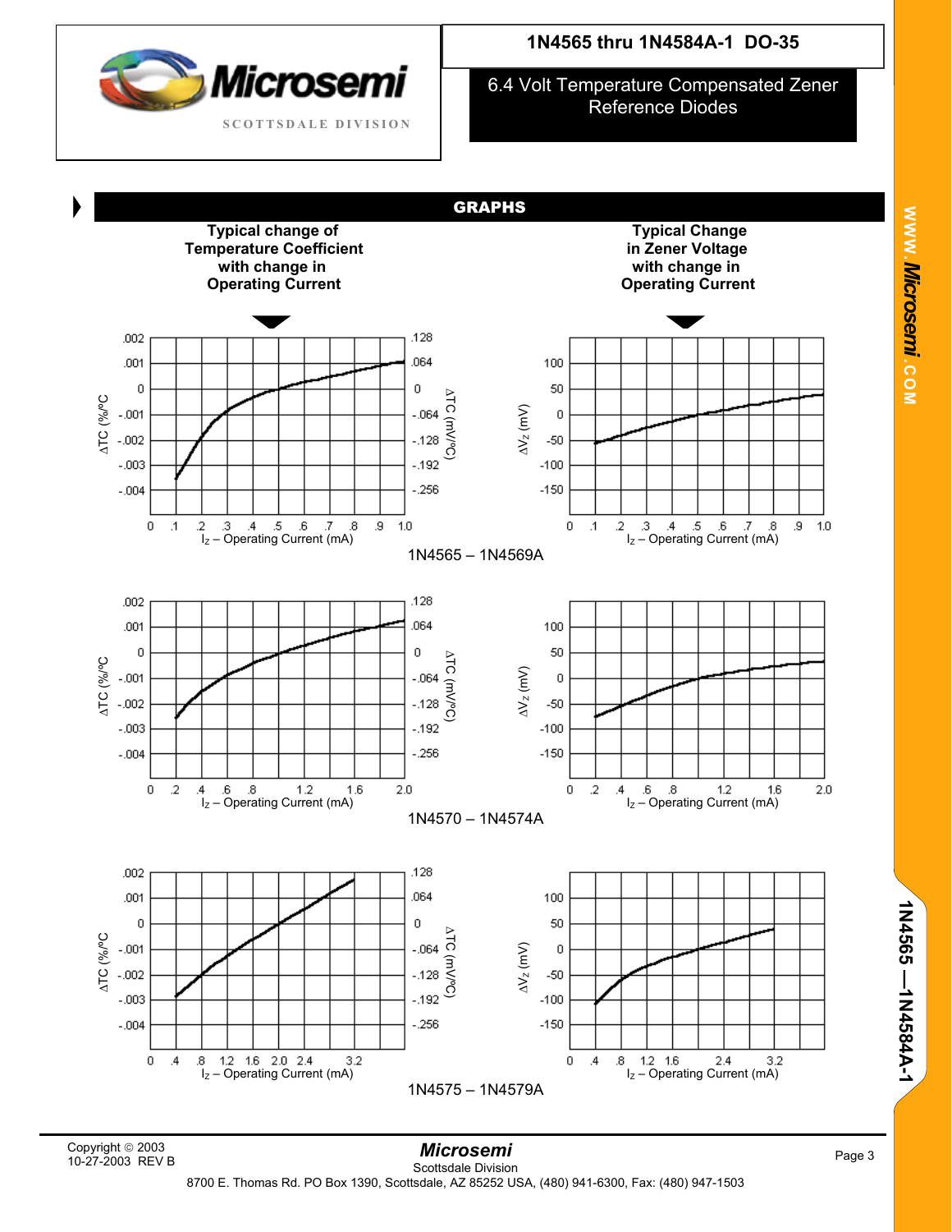## GRAPHS

**Typical change of Temperature Coefficient with change in Operating Current**

**Typical Change in Zener Voltage with change in Operating Current**

1N4565 – 1N4569A

1N4570 – 1N4574A

1N4575 – 1N4579A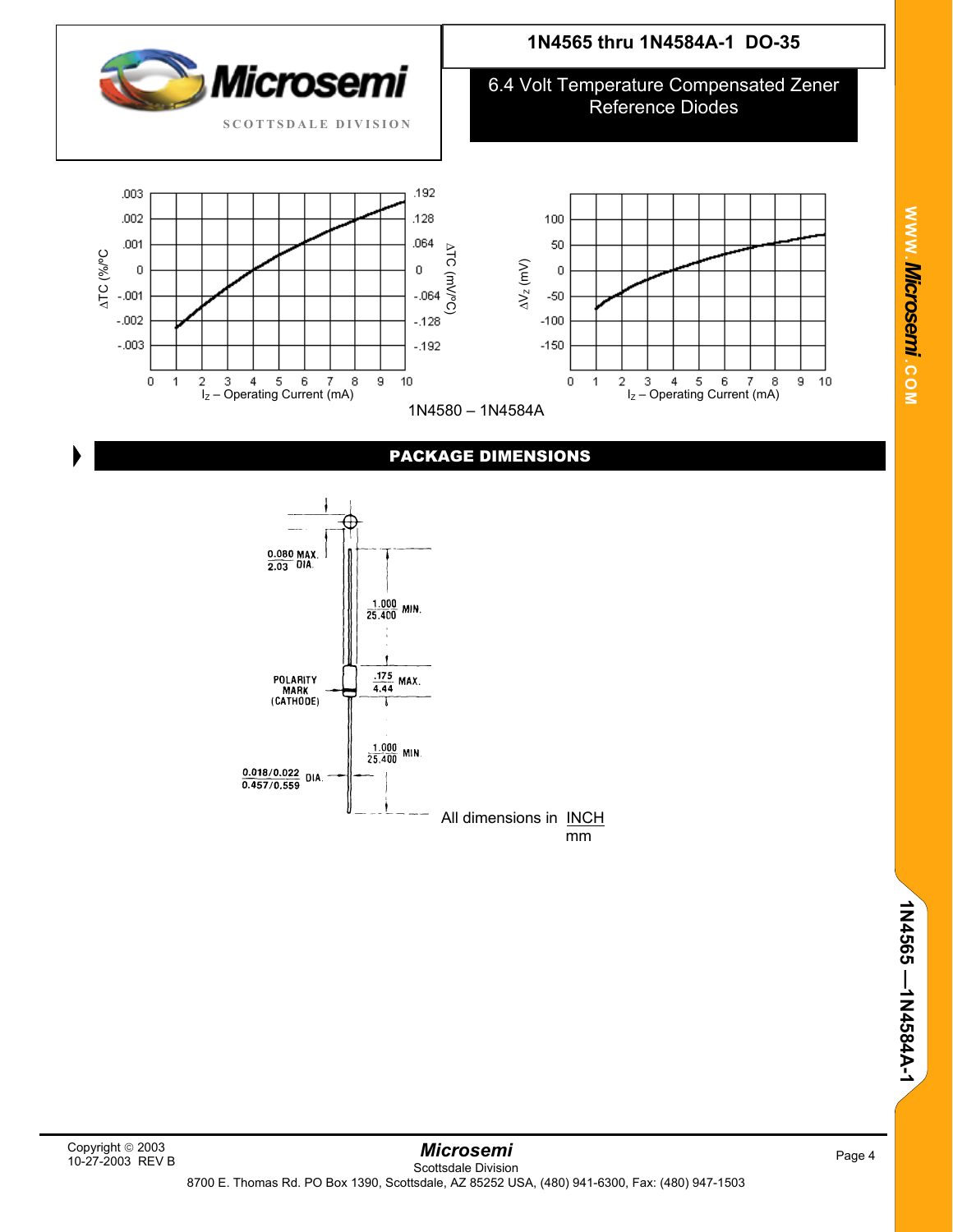**1N4565 thru 1N4584A-1 DO-35**

**6.4 Volt Temperature Compensated Zener Reference Diodes**

1N4580 – 1N4584A

## PACKAGE DIMENSIONS

0.080 / 2.03 MAX. DIA.

1.000 / 25.400 MIN.

POLARITY MARK (CATHODE)

.175 / 4.44 MAX.

1.000 / 25.400 MIN.

0.018/0.022 / 0.457/0.559 DIA.

All dimensions in INCH / mm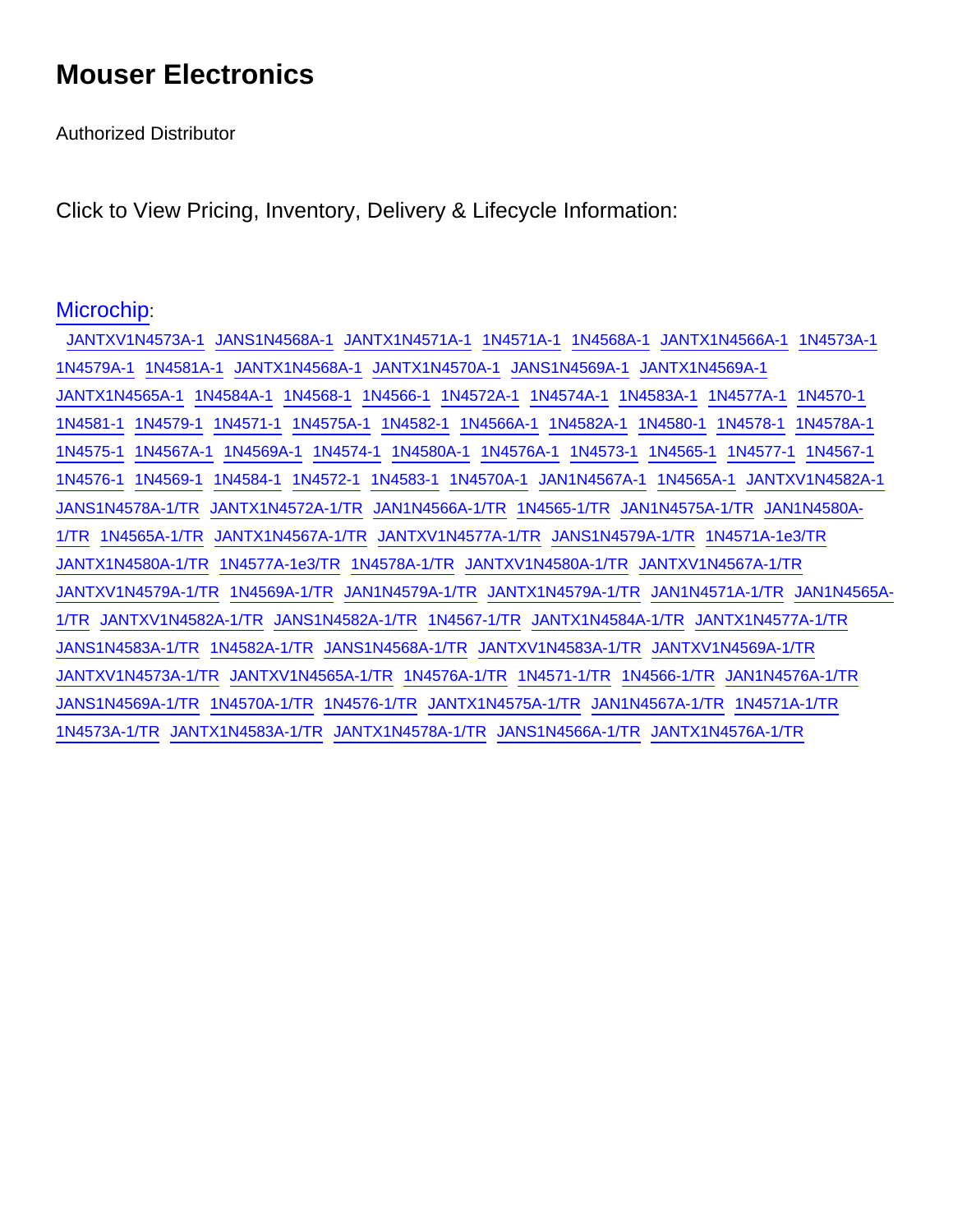# Mouser Electronics

Authorized Distributor

Click to View Pricing, Inventory, Delivery & Lifecycle Information:

Microchip:

JANTXV1N4573A-1 JANS1N4568A-1 JANTX1N4571A-1 1N4571A-1 1N4568A-1 JANTX1N4566A-1 1N4573A-1 1N4579A-1 1N4581A-1 JANTX1N4568A-1 JANTX1N4570A-1 JANS1N4569A-1 JANTX1N4569A-1 JANTX1N4565A-1 1N4584A-1 1N4568-1 1N4566-1 1N4572A-1 1N4574A-1 1N4583A-1 1N4577A-1 1N4570-1 1N4581-1 1N4579-1 1N4571-1 1N4575A-1 1N4582-1 1N4566A-1 1N4582A-1 1N4580-1 1N4578-1 1N4578A-1 1N4575-1 1N4567A-1 1N4569A-1 1N4574-1 1N4580A-1 1N4576A-1 1N4573-1 1N4565-1 1N4577-1 1N4567-1 1N4576-1 1N4569-1 1N4584-1 1N4572-1 1N4583-1 1N4570A-1 JAN1N4567A-1 1N4565A-1 JANTXV1N4582A-1 JANS1N4578A-1/TR JANTX1N4572A-1/TR JAN1N4566A-1/TR 1N4565-1/TR JAN1N4575A-1/TR JAN1N4580A-1/TR 1N4565A-1/TR JANTX1N4567A-1/TR JANTXV1N4577A-1/TR JANS1N4579A-1/TR 1N4571A-1e3/TR JANTX1N4580A-1/TR 1N4577A-1e3/TR 1N4578A-1/TR JANTXV1N4580A-1/TR JANTXV1N4567A-1/TR JANTXV1N4579A-1/TR 1N4569A-1/TR JAN1N4579A-1/TR JANTX1N4579A-1/TR JAN1N4571A-1/TR JAN1N4565A-1/TR JANTXV1N4582A-1/TR JANS1N4582A-1/TR 1N4567-1/TR JANTX1N4584A-1/TR JANTX1N4577A-1/TR JANS1N4583A-1/TR 1N4582A-1/TR JANS1N4568A-1/TR JANTXV1N4583A-1/TR JANTXV1N4569A-1/TR JANTXV1N4573A-1/TR JANTXV1N4565A-1/TR 1N4576A-1/TR 1N4571-1/TR 1N4566-1/TR JAN1N4576A-1/TR JANS1N4569A-1/TR 1N4570A-1/TR 1N4576-1/TR JANTX1N4575A-1/TR JAN1N4567A-1/TR 1N4571A-1/TR 1N4573A-1/TR JANTX1N4583A-1/TR JANTX1N4578A-1/TR JANS1N4566A-1/TR JANTX1N4576A-1/TR